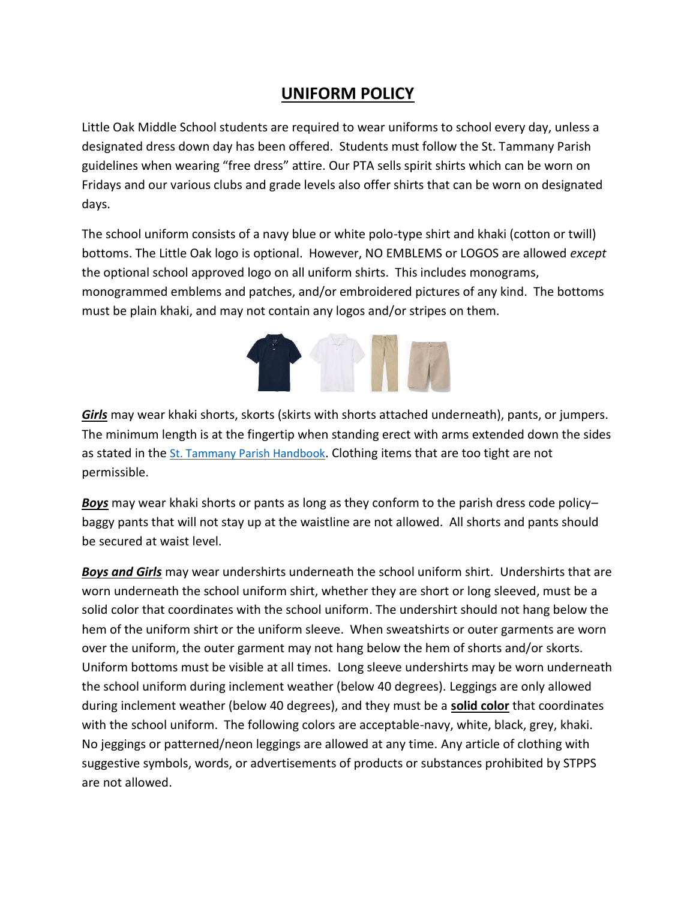# UNIFORM POLICY

Little Oak Middle School students are required to wear uniforms to school every day, unless a designated dress down day has been offered. Students must follow the St. Tammany Parish guidelines when wearing "free dress" attire. Our PTA sells spirit shirts which can be worn on Fridays and our various clubs and grade levels also offer shirts that can be worn on designated days.

The school uniform consists of a navy blue or white polo-type shirt and khaki (cotton or twill) bottoms. The Little Oak logo is optional. However, NO EMBLEMS or LOGOS are allowed *except* the optional school approved logo on all uniform shirts. This includes monograms, monogrammed emblems and patches, and/or embroidered pictures of any kind. The bottoms must be plain khaki, and may not contain any logos and/or stripes on them.

***Girls*** may wear khaki shorts, skorts (skirts with shorts attached underneath), pants, or jumpers. The minimum length is at the fingertip when standing erect with arms extended down the sides as stated in the St. Tammany Parish Handbook. Clothing items that are too tight are not permissible.

***Boys*** may wear khaki shorts or pants as long as they conform to the parish dress code policy– baggy pants that will not stay up at the waistline are not allowed. All shorts and pants should be secured at waist level.

***Boys and Girls*** may wear undershirts underneath the school uniform shirt. Undershirts that are worn underneath the school uniform shirt, whether they are short or long sleeved, must be a solid color that coordinates with the school uniform. The undershirt should not hang below the hem of the uniform shirt or the uniform sleeve. When sweatshirts or outer garments are worn over the uniform, the outer garment may not hang below the hem of shorts and/or skorts. Uniform bottoms must be visible at all times. Long sleeve undershirts may be worn underneath the school uniform during inclement weather (below 40 degrees). Leggings are only allowed during inclement weather (below 40 degrees), and they must be a **solid color** that coordinates with the school uniform. The following colors are acceptable-navy, white, black, grey, khaki. No jeggings or patterned/neon leggings are allowed at any time. Any article of clothing with suggestive symbols, words, or advertisements of products or substances prohibited by STPPS are not allowed.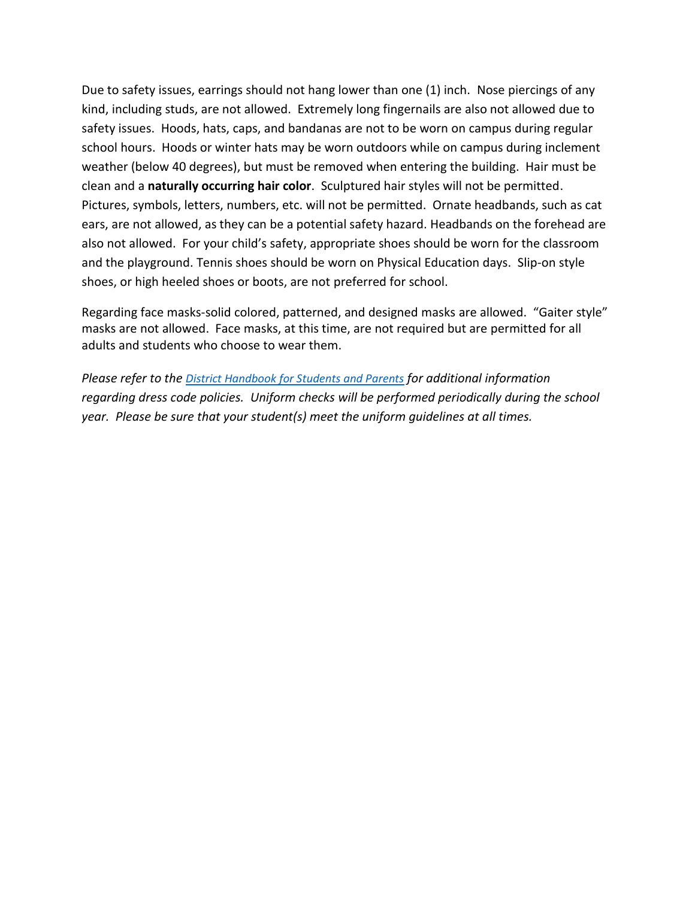Due to safety issues, earrings should not hang lower than one (1) inch. Nose piercings of any kind, including studs, are not allowed. Extremely long fingernails are also not allowed due to safety issues. Hoods, hats, caps, and bandanas are not to be worn on campus during regular school hours. Hoods or winter hats may be worn outdoors while on campus during inclement weather (below 40 degrees), but must be removed when entering the building. Hair must be clean and a **naturally occurring hair color**. Sculptured hair styles will not be permitted. Pictures, symbols, letters, numbers, etc. will not be permitted. Ornate headbands, such as cat ears, are not allowed, as they can be a potential safety hazard. Headbands on the forehead are also not allowed. For your child's safety, appropriate shoes should be worn for the classroom and the playground. Tennis shoes should be worn on Physical Education days. Slip-on style shoes, or high heeled shoes or boots, are not preferred for school.

Regarding face masks-solid colored, patterned, and designed masks are allowed. "Gaiter style" masks are not allowed. Face masks, at this time, are not required but are permitted for all adults and students who choose to wear them.

*Please refer to the District Handbook for Students and Parents for additional information regarding dress code policies. Uniform checks will be performed periodically during the school year. Please be sure that your student(s) meet the uniform guidelines at all times.*